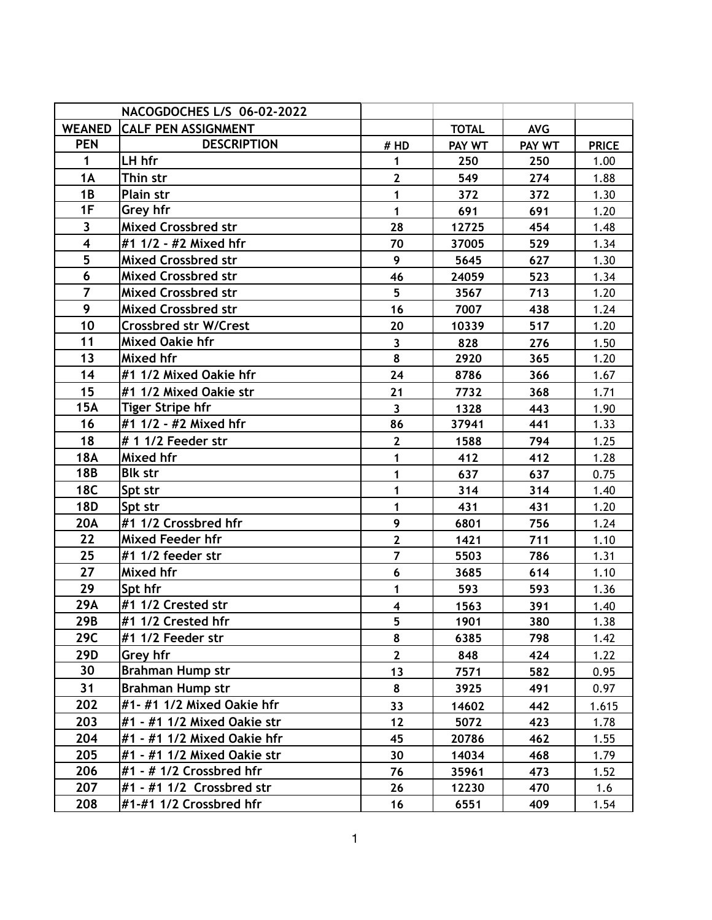| | NACOGDOCHES L/S 06-02-2022 | | | | |
|---|---|---|---|---|---|
| WEANED | CALF PEN ASSIGNMENT | | TOTAL | AVG | |
| PEN | DESCRIPTION | # HD | PAY WT | PAY WT | PRICE |
| 1 | LH hfr | 1 | 250 | 250 | 1.00 |
| 1A | Thin str | 2 | 549 | 274 | 1.88 |
| 1B | Plain str | 1 | 372 | 372 | 1.30 |
| 1F | Grey hfr | 1 | 691 | 691 | 1.20 |
| 3 | Mixed Crossbred str | 28 | 12725 | 454 | 1.48 |
| 4 | #1 1/2 - #2 Mixed hfr | 70 | 37005 | 529 | 1.34 |
| 5 | Mixed Crossbred str | 9 | 5645 | 627 | 1.30 |
| 6 | Mixed Crossbred str | 46 | 24059 | 523 | 1.34 |
| 7 | Mixed Crossbred str | 5 | 3567 | 713 | 1.20 |
| 9 | Mixed Crossbred str | 16 | 7007 | 438 | 1.24 |
| 10 | Crossbred str W/Crest | 20 | 10339 | 517 | 1.20 |
| 11 | Mixed Oakie hfr | 3 | 828 | 276 | 1.50 |
| 13 | Mixed hfr | 8 | 2920 | 365 | 1.20 |
| 14 | #1 1/2 Mixed Oakie hfr | 24 | 8786 | 366 | 1.67 |
| 15 | #1 1/2 Mixed Oakie str | 21 | 7732 | 368 | 1.71 |
| 15A | Tiger Stripe hfr | 3 | 1328 | 443 | 1.90 |
| 16 | #1 1/2 - #2 Mixed hfr | 86 | 37941 | 441 | 1.33 |
| 18 | # 1 1/2 Feeder str | 2 | 1588 | 794 | 1.25 |
| 18A | Mixed hfr | 1 | 412 | 412 | 1.28 |
| 18B | Blk str | 1 | 637 | 637 | 0.75 |
| 18C | Spt str | 1 | 314 | 314 | 1.40 |
| 18D | Spt str | 1 | 431 | 431 | 1.20 |
| 20A | #1 1/2 Crossbred hfr | 9 | 6801 | 756 | 1.24 |
| 22 | Mixed Feeder hfr | 2 | 1421 | 711 | 1.10 |
| 25 | #1 1/2 feeder str | 7 | 5503 | 786 | 1.31 |
| 27 | Mixed hfr | 6 | 3685 | 614 | 1.10 |
| 29 | Spt hfr | 1 | 593 | 593 | 1.36 |
| 29A | #1 1/2 Crested str | 4 | 1563 | 391 | 1.40 |
| 29B | #1 1/2 Crested hfr | 5 | 1901 | 380 | 1.38 |
| 29C | #1 1/2 Feeder str | 8 | 6385 | 798 | 1.42 |
| 29D | Grey hfr | 2 | 848 | 424 | 1.22 |
| 30 | Brahman Hump str | 13 | 7571 | 582 | 0.95 |
| 31 | Brahman Hump str | 8 | 3925 | 491 | 0.97 |
| 202 | #1- #1 1/2 Mixed Oakie hfr | 33 | 14602 | 442 | 1.615 |
| 203 | #1 - #1 1/2 Mixed Oakie str | 12 | 5072 | 423 | 1.78 |
| 204 | #1 - #1 1/2 Mixed Oakie hfr | 45 | 20786 | 462 | 1.55 |
| 205 | #1 - #1 1/2 Mixed Oakie str | 30 | 14034 | 468 | 1.79 |
| 206 | #1 - # 1/2 Crossbred hfr | 76 | 35961 | 473 | 1.52 |
| 207 | #1 - #1 1/2 Crossbred str | 26 | 12230 | 470 | 1.6 |
| 208 | #1-#1 1/2 Crossbred hfr | 16 | 6551 | 409 | 1.54 |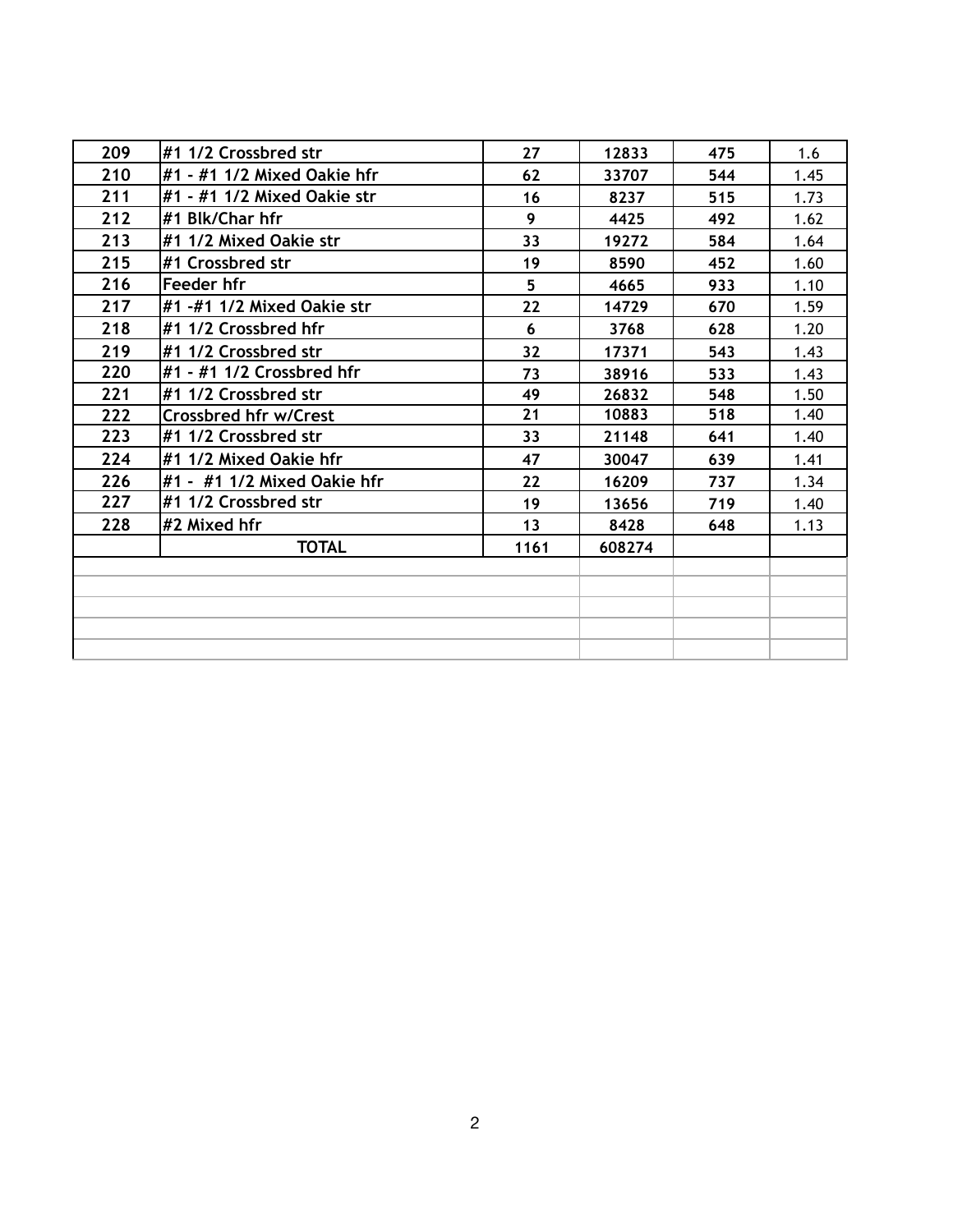| | | | | | |
|---|---|---|---|---|---|
| 209 | #1 1/2 Crossbred str | 27 | 12833 | 475 | 1.6 |
| 210 | #1 - #1 1/2 Mixed Oakie hfr | 62 | 33707 | 544 | 1.45 |
| 211 | #1 - #1 1/2 Mixed Oakie str | 16 | 8237 | 515 | 1.73 |
| 212 | #1 Blk/Char hfr | 9 | 4425 | 492 | 1.62 |
| 213 | #1 1/2 Mixed Oakie str | 33 | 19272 | 584 | 1.64 |
| 215 | #1 Crossbred str | 19 | 8590 | 452 | 1.60 |
| 216 | Feeder hfr | 5 | 4665 | 933 | 1.10 |
| 217 | #1 -#1 1/2 Mixed Oakie str | 22 | 14729 | 670 | 1.59 |
| 218 | #1 1/2 Crossbred hfr | 6 | 3768 | 628 | 1.20 |
| 219 | #1 1/2 Crossbred str | 32 | 17371 | 543 | 1.43 |
| 220 | #1 - #1 1/2 Crossbred hfr | 73 | 38916 | 533 | 1.43 |
| 221 | #1 1/2 Crossbred str | 49 | 26832 | 548 | 1.50 |
| 222 | Crossbred hfr w/Crest | 21 | 10883 | 518 | 1.40 |
| 223 | #1 1/2 Crossbred str | 33 | 21148 | 641 | 1.40 |
| 224 | #1 1/2 Mixed Oakie hfr | 47 | 30047 | 639 | 1.41 |
| 226 | #1 - #1 1/2 Mixed Oakie hfr | 22 | 16209 | 737 | 1.34 |
| 227 | #1 1/2 Crossbred str | 19 | 13656 | 719 | 1.40 |
| 228 | #2 Mixed hfr | 13 | 8428 | 648 | 1.13 |
| | TOTAL | 1161 | 608274 | | |